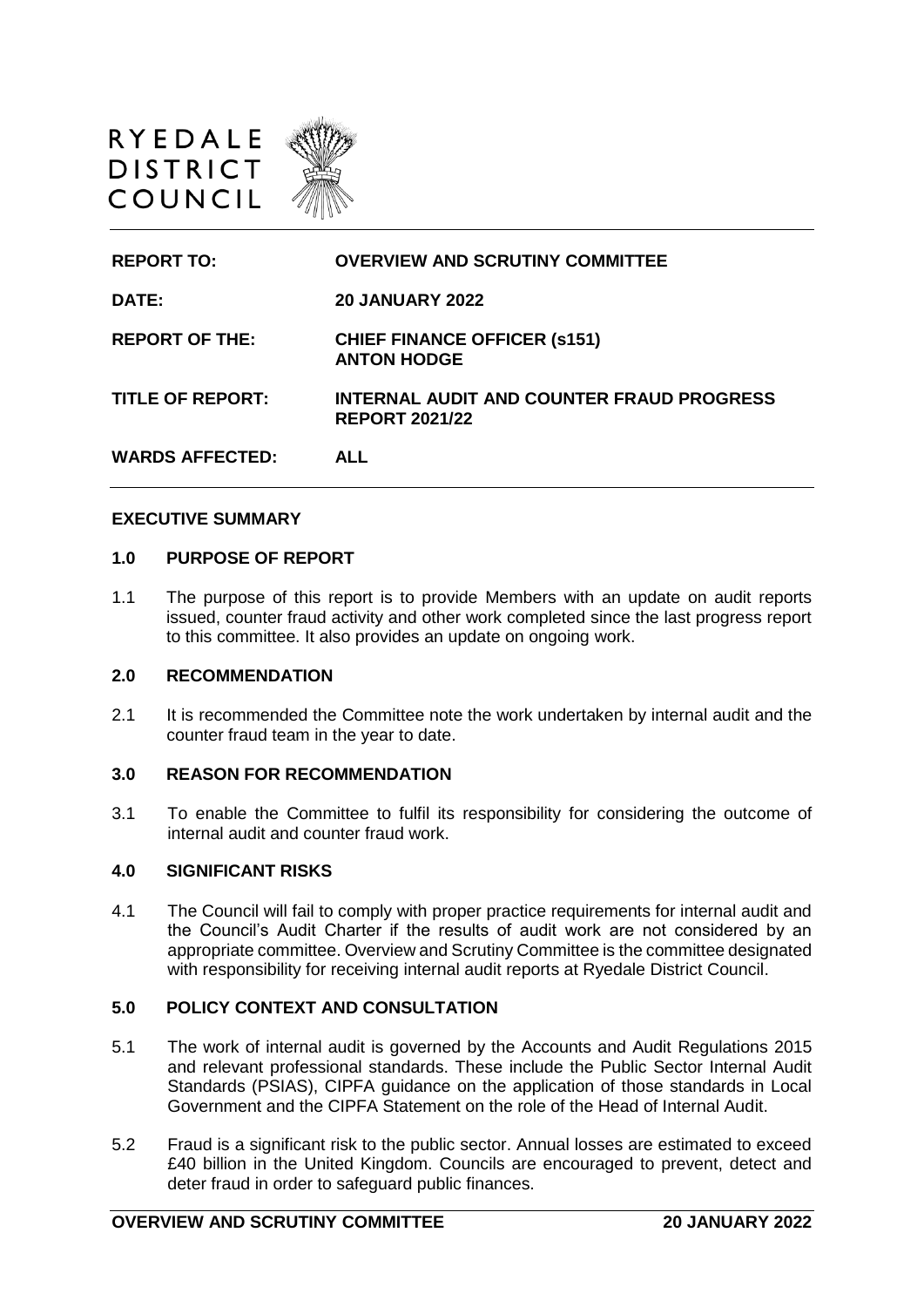RYEDALE
DISTRICT
COUNCIL

| | |
|---|---|
| **REPORT TO:** | **OVERVIEW AND SCRUTINY COMMITTEE** |
| **DATE:** | **20 JANUARY 2022** |
| **REPORT OF THE:** | **CHIEF FINANCE OFFICER (s151)**<br>**ANTON HODGE** |
| **TITLE OF REPORT:** | **INTERNAL AUDIT AND COUNTER FRAUD PROGRESS REPORT 2021/22** |
| **WARDS AFFECTED:** | **ALL** |

## EXECUTIVE SUMMARY

### 1.0 PURPOSE OF REPORT

1.1 The purpose of this report is to provide Members with an update on audit reports issued, counter fraud activity and other work completed since the last progress report to this committee. It also provides an update on ongoing work.

### 2.0 RECOMMENDATION

2.1 It is recommended the Committee note the work undertaken by internal audit and the counter fraud team in the year to date.

### 3.0 REASON FOR RECOMMENDATION

3.1 To enable the Committee to fulfil its responsibility for considering the outcome of internal audit and counter fraud work.

### 4.0 SIGNIFICANT RISKS

4.1 The Council will fail to comply with proper practice requirements for internal audit and the Council's Audit Charter if the results of audit work are not considered by an appropriate committee. Overview and Scrutiny Committee is the committee designated with responsibility for receiving internal audit reports at Ryedale District Council.

### 5.0 POLICY CONTEXT AND CONSULTATION

5.1 The work of internal audit is governed by the Accounts and Audit Regulations 2015 and relevant professional standards. These include the Public Sector Internal Audit Standards (PSIAS), CIPFA guidance on the application of those standards in Local Government and the CIPFA Statement on the role of the Head of Internal Audit.

5.2 Fraud is a significant risk to the public sector. Annual losses are estimated to exceed £40 billion in the United Kingdom. Councils are encouraged to prevent, detect and deter fraud in order to safeguard public finances.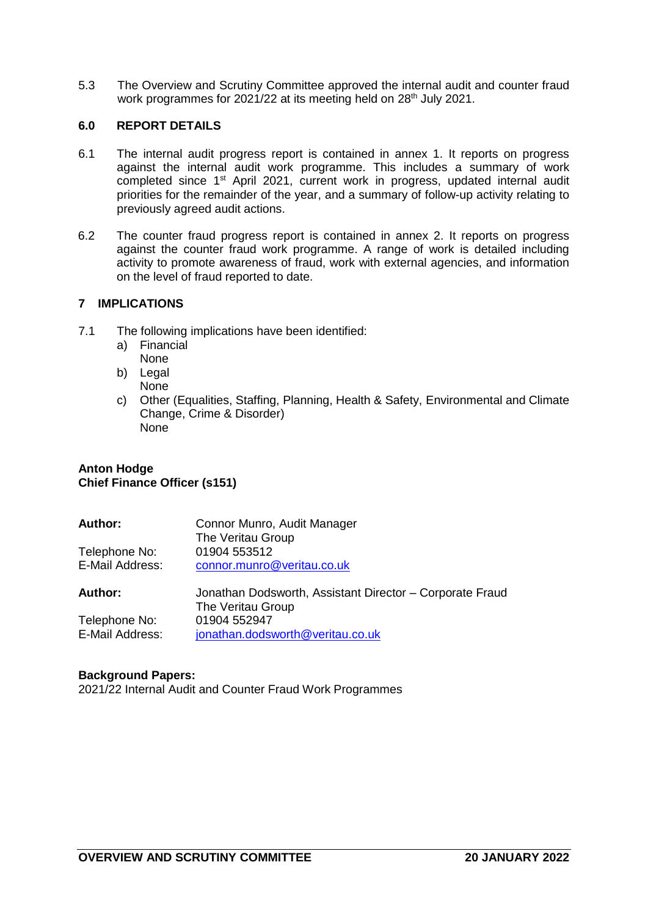5.3 The Overview and Scrutiny Committee approved the internal audit and counter fraud work programmes for 2021/22 at its meeting held on 28th July 2021.

## 6.0 REPORT DETAILS

6.1 The internal audit progress report is contained in annex 1. It reports on progress against the internal audit work programme. This includes a summary of work completed since 1st April 2021, current work in progress, updated internal audit priorities for the remainder of the year, and a summary of follow-up activity relating to previously agreed audit actions.

6.2 The counter fraud progress report is contained in annex 2. It reports on progress against the counter fraud work programme. A range of work is detailed including activity to promote awareness of fraud, work with external agencies, and information on the level of fraud reported to date.

## 7 IMPLICATIONS

7.1 The following implications have been identified:

a) Financial
   None
b) Legal
   None
c) Other (Equalities, Staffing, Planning, Health & Safety, Environmental and Climate Change, Crime & Disorder)
   None

**Anton Hodge**
**Chief Finance Officer (s151)**

| | |
|---|---|
| **Author:** | Connor Munro, Audit Manager<br>The Veritau Group |
| Telephone No: | 01904 553512 |
| E-Mail Address: | connor.munro@veritau.co.uk |
| **Author:** | Jonathan Dodsworth, Assistant Director – Corporate Fraud<br>The Veritau Group |
| Telephone No: | 01904 552947 |
| E-Mail Address: | jonathan.dodsworth@veritau.co.uk |

**Background Papers:**
2021/22 Internal Audit and Counter Fraud Work Programmes